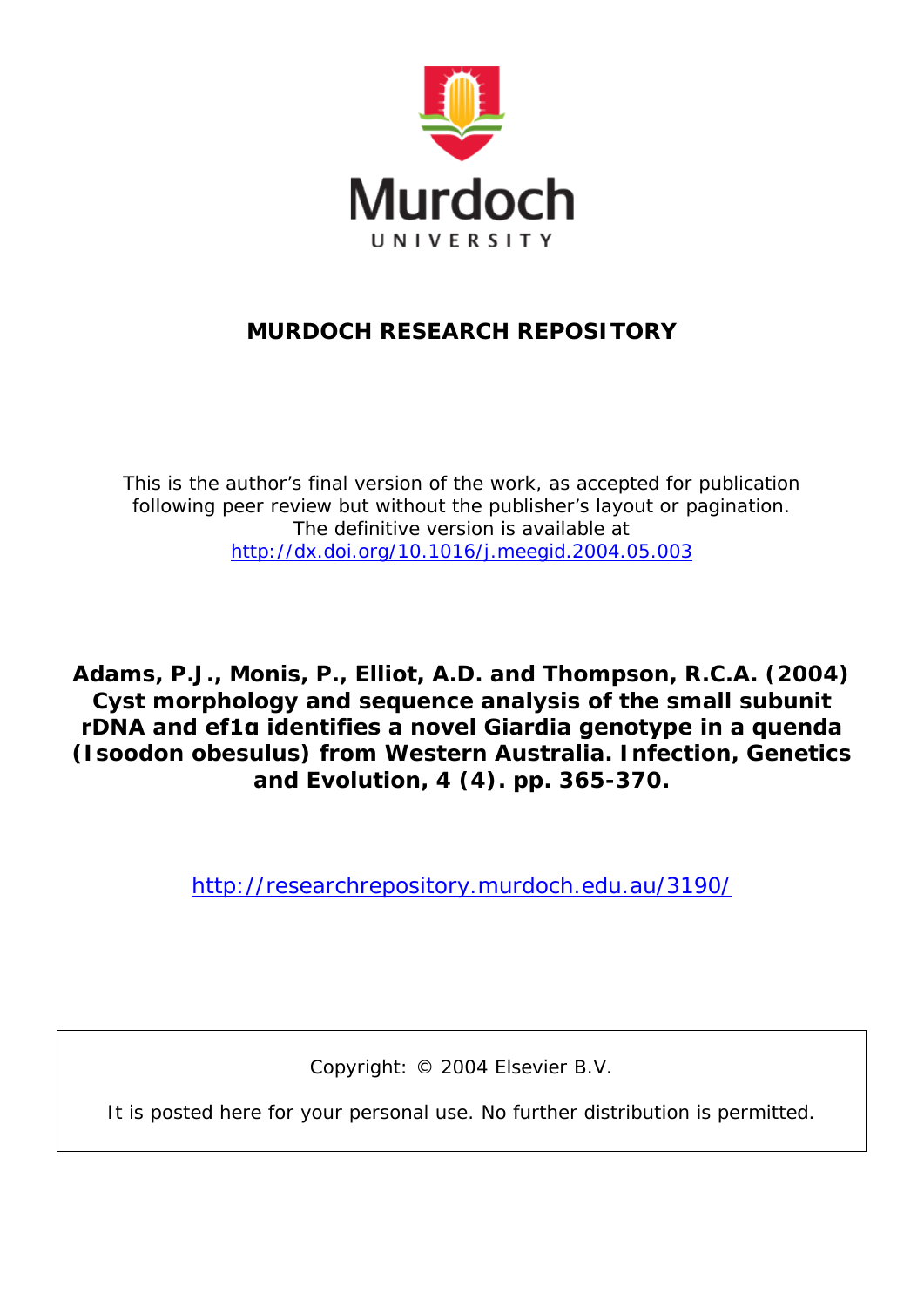Murdoch
UNIVERSITY

# MURDOCH RESEARCH REPOSITORY

This is the author's final version of the work, as accepted for publication following peer review but without the publisher's layout or pagination.
The definitive version is available at
http://dx.doi.org/10.1016/j.meegid.2004.05.003

**Adams, P.J., Monis, P., Elliot, A.D. and Thompson, R.C.A. (2004) Cyst morphology and sequence analysis of the small subunit rDNA and ef1α identifies a novel Giardia genotype in a quenda (Isoodon obesulus) from Western Australia. Infection, Genetics and Evolution, 4 (4). pp. 365-370.**

http://researchrepository.murdoch.edu.au/3190/

Copyright: © 2004 Elsevier B.V.

It is posted here for your personal use. No further distribution is permitted.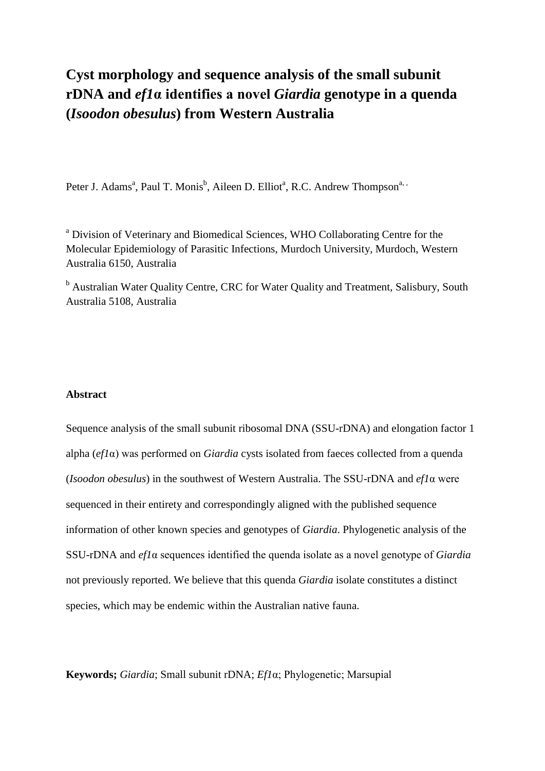# Cyst morphology and sequence analysis of the small subunit rDNA and *ef1*α identifies a novel *Giardia* genotype in a quenda (*Isoodon obesulus*) from Western Australia

Peter J. Adams[a], Paul T. Monis[b], Aileen D. Elliot[a], R.C. Andrew Thompson[a, ,]

[a] Division of Veterinary and Biomedical Sciences, WHO Collaborating Centre for the Molecular Epidemiology of Parasitic Infections, Murdoch University, Murdoch, Western Australia 6150, Australia

[b] Australian Water Quality Centre, CRC for Water Quality and Treatment, Salisbury, South Australia 5108, Australia

## Abstract

Sequence analysis of the small subunit ribosomal DNA (SSU-rDNA) and elongation factor 1 alpha (*ef1*α) was performed on *Giardia* cysts isolated from faeces collected from a quenda (*Isoodon obesulus*) in the southwest of Western Australia. The SSU-rDNA and *ef1*α were sequenced in their entirety and correspondingly aligned with the published sequence information of other known species and genotypes of *Giardia*. Phylogenetic analysis of the SSU-rDNA and *ef1*α sequences identified the quenda isolate as a novel genotype of *Giardia* not previously reported. We believe that this quenda *Giardia* isolate constitutes a distinct species, which may be endemic within the Australian native fauna.

**Keywords;** *Giardia*; Small subunit rDNA; *Ef1*α; Phylogenetic; Marsupial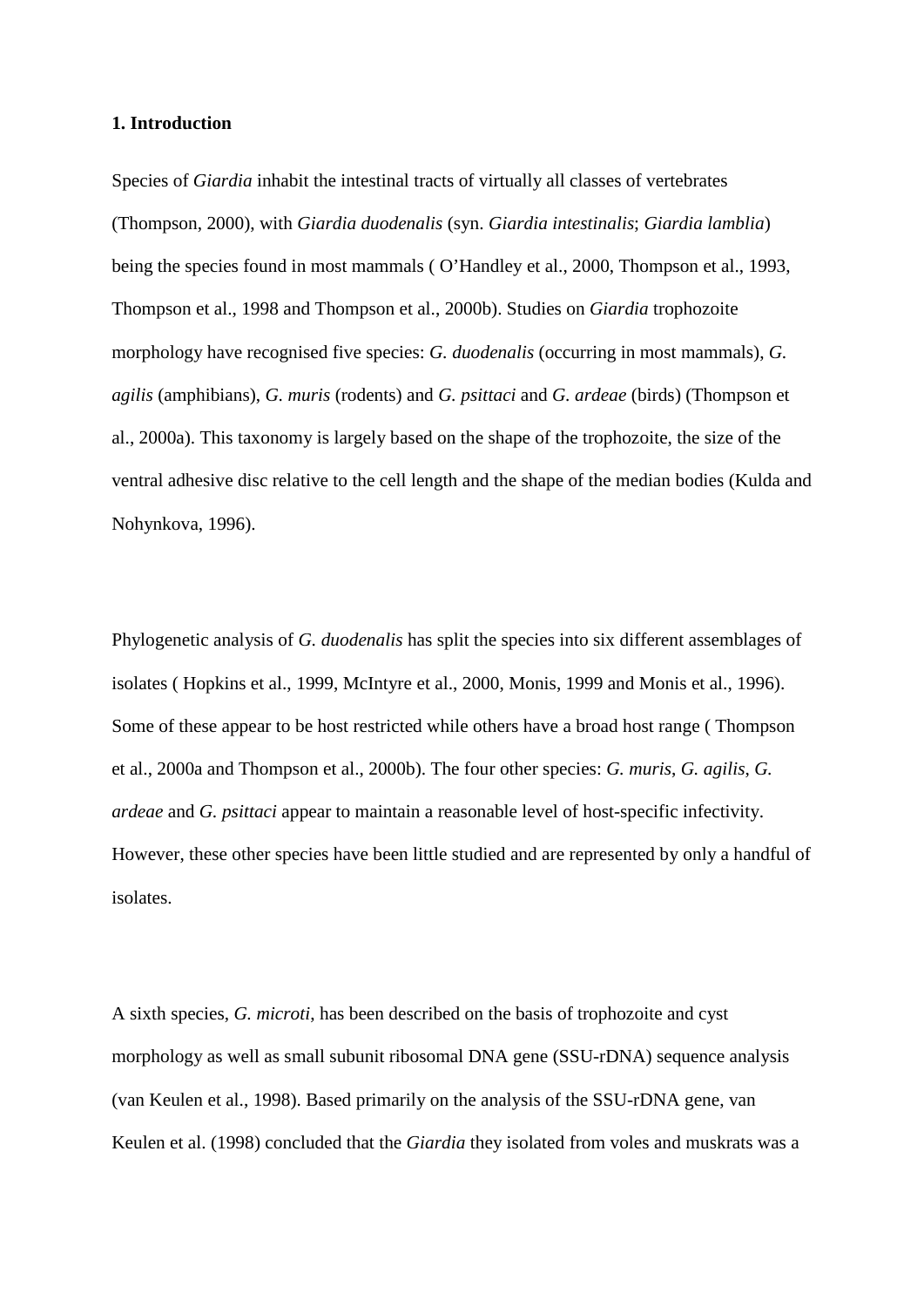**1. Introduction**

Species of *Giardia* inhabit the intestinal tracts of virtually all classes of vertebrates (Thompson, 2000), with *Giardia duodenalis* (syn. *Giardia intestinalis*; *Giardia lamblia*) being the species found in most mammals ( O'Handley et al., 2000, Thompson et al., 1993, Thompson et al., 1998 and Thompson et al., 2000b). Studies on *Giardia* trophozoite morphology have recognised five species: *G. duodenalis* (occurring in most mammals), *G. agilis* (amphibians), *G. muris* (rodents) and *G. psittaci* and *G. ardeae* (birds) (Thompson et al., 2000a). This taxonomy is largely based on the shape of the trophozoite, the size of the ventral adhesive disc relative to the cell length and the shape of the median bodies (Kulda and Nohynkova, 1996).

Phylogenetic analysis of *G. duodenalis* has split the species into six different assemblages of isolates ( Hopkins et al., 1999, McIntyre et al., 2000, Monis, 1999 and Monis et al., 1996). Some of these appear to be host restricted while others have a broad host range ( Thompson et al., 2000a and Thompson et al., 2000b). The four other species: *G. muris*, *G. agilis*, *G. ardeae* and *G. psittaci* appear to maintain a reasonable level of host-specific infectivity. However, these other species have been little studied and are represented by only a handful of isolates.

A sixth species, *G. microti*, has been described on the basis of trophozoite and cyst morphology as well as small subunit ribosomal DNA gene (SSU-rDNA) sequence analysis (van Keulen et al., 1998). Based primarily on the analysis of the SSU-rDNA gene, van Keulen et al. (1998) concluded that the *Giardia* they isolated from voles and muskrats was a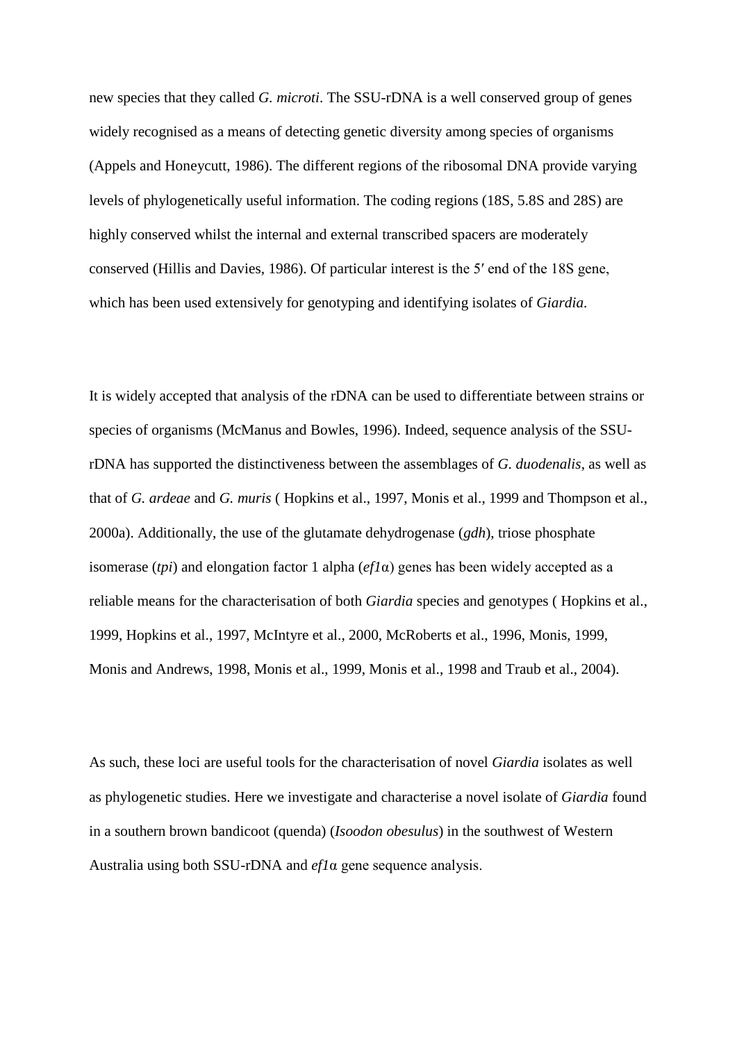new species that they called *G. microti*. The SSU-rDNA is a well conserved group of genes widely recognised as a means of detecting genetic diversity among species of organisms (Appels and Honeycutt, 1986). The different regions of the ribosomal DNA provide varying levels of phylogenetically useful information. The coding regions (18S, 5.8S and 28S) are highly conserved whilst the internal and external transcribed spacers are moderately conserved (Hillis and Davies, 1986). Of particular interest is the 5′ end of the 18S gene, which has been used extensively for genotyping and identifying isolates of *Giardia*.

It is widely accepted that analysis of the rDNA can be used to differentiate between strains or species of organisms (McManus and Bowles, 1996). Indeed, sequence analysis of the SSU-rDNA has supported the distinctiveness between the assemblages of *G. duodenalis*, as well as that of *G. ardeae* and *G. muris* ( Hopkins et al., 1997, Monis et al., 1999 and Thompson et al., 2000a). Additionally, the use of the glutamate dehydrogenase (*gdh*), triose phosphate isomerase (*tpi*) and elongation factor 1 alpha (*ef1*α) genes has been widely accepted as a reliable means for the characterisation of both *Giardia* species and genotypes ( Hopkins et al., 1999, Hopkins et al., 1997, McIntyre et al., 2000, McRoberts et al., 1996, Monis, 1999, Monis and Andrews, 1998, Monis et al., 1999, Monis et al., 1998 and Traub et al., 2004).

As such, these loci are useful tools for the characterisation of novel *Giardia* isolates as well as phylogenetic studies. Here we investigate and characterise a novel isolate of *Giardia* found in a southern brown bandicoot (quenda) (*Isoodon obesulus*) in the southwest of Western Australia using both SSU-rDNA and *ef1*α gene sequence analysis.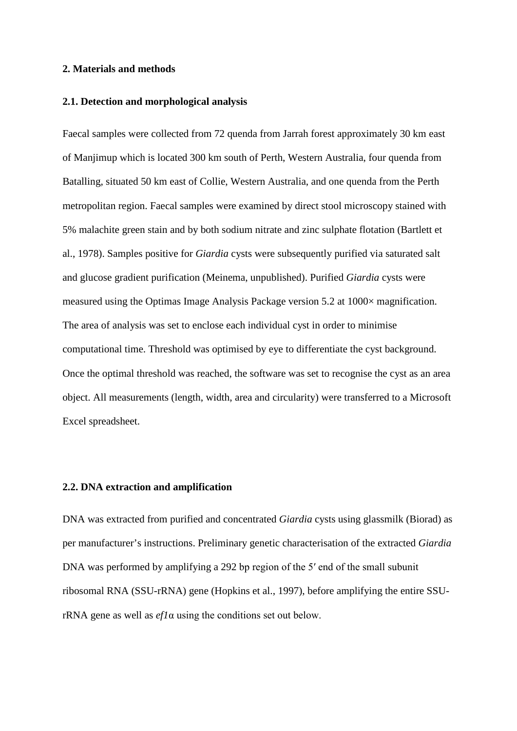## 2. Materials and methods

### 2.1. Detection and morphological analysis

Faecal samples were collected from 72 quenda from Jarrah forest approximately 30 km east of Manjimup which is located 300 km south of Perth, Western Australia, four quenda from Batalling, situated 50 km east of Collie, Western Australia, and one quenda from the Perth metropolitan region. Faecal samples were examined by direct stool microscopy stained with 5% malachite green stain and by both sodium nitrate and zinc sulphate flotation (Bartlett et al., 1978). Samples positive for *Giardia* cysts were subsequently purified via saturated salt and glucose gradient purification (Meinema, unpublished). Purified *Giardia* cysts were measured using the Optimas Image Analysis Package version 5.2 at 1000× magnification. The area of analysis was set to enclose each individual cyst in order to minimise computational time. Threshold was optimised by eye to differentiate the cyst background. Once the optimal threshold was reached, the software was set to recognise the cyst as an area object. All measurements (length, width, area and circularity) were transferred to a Microsoft Excel spreadsheet.

### 2.2. DNA extraction and amplification

DNA was extracted from purified and concentrated *Giardia* cysts using glassmilk (Biorad) as per manufacturer's instructions. Preliminary genetic characterisation of the extracted *Giardia* DNA was performed by amplifying a 292 bp region of the 5′ end of the small subunit ribosomal RNA (SSU-rRNA) gene (Hopkins et al., 1997), before amplifying the entire SSU-rRNA gene as well as *ef1*α using the conditions set out below.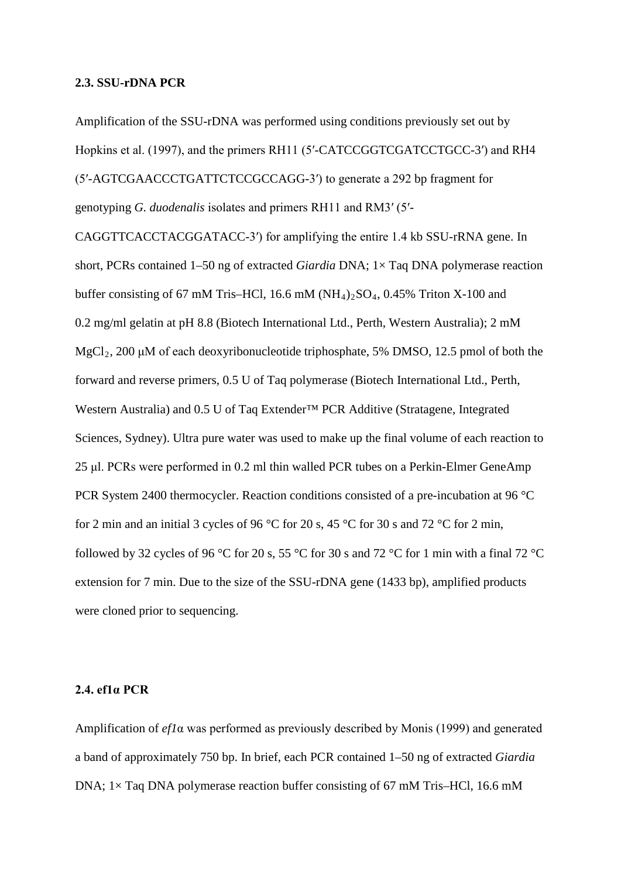### 2.3. SSU-rDNA PCR

Amplification of the SSU-rDNA was performed using conditions previously set out by Hopkins et al. (1997), and the primers RH11 (5′-CATCCGGTCGATCCTGCC-3′) and RH4 (5′-AGTCGAACCCTGATTCTCCGCCAGG-3′) to generate a 292 bp fragment for genotyping *G. duodenalis* isolates and primers RH11 and RM3′ (5′-CAGGTTCACCTACGGATACC-3′) for amplifying the entire 1.4 kb SSU-rRNA gene. In short, PCRs contained 1–50 ng of extracted *Giardia* DNA; 1× Taq DNA polymerase reaction buffer consisting of 67 mM Tris–HCl, 16.6 mM $(NH_4)_2SO_4$, 0.45% Triton X-100 and 0.2 mg/ml gelatin at pH 8.8 (Biotech International Ltd., Perth, Western Australia); 2 mM $MgCl_2$, 200 μM of each deoxyribonucleotide triphosphate, 5% DMSO, 12.5 pmol of both the forward and reverse primers, 0.5 U of Taq polymerase (Biotech International Ltd., Perth, Western Australia) and 0.5 U of Taq Extender™ PCR Additive (Stratagene, Integrated Sciences, Sydney). Ultra pure water was used to make up the final volume of each reaction to 25 μl. PCRs were performed in 0.2 ml thin walled PCR tubes on a Perkin-Elmer GeneAmp PCR System 2400 thermocycler. Reaction conditions consisted of a pre-incubation at 96 °C for 2 min and an initial 3 cycles of 96 °C for 20 s, 45 °C for 30 s and 72 °C for 2 min, followed by 32 cycles of 96 °C for 20 s, 55 °C for 30 s and 72 °C for 1 min with a final 72 °C extension for 7 min. Due to the size of the SSU-rDNA gene (1433 bp), amplified products were cloned prior to sequencing.

### 2.4. ef1α PCR

Amplification of *ef1*α was performed as previously described by Monis (1999) and generated a band of approximately 750 bp. In brief, each PCR contained 1–50 ng of extracted *Giardia* DNA; 1× Taq DNA polymerase reaction buffer consisting of 67 mM Tris–HCl, 16.6 mM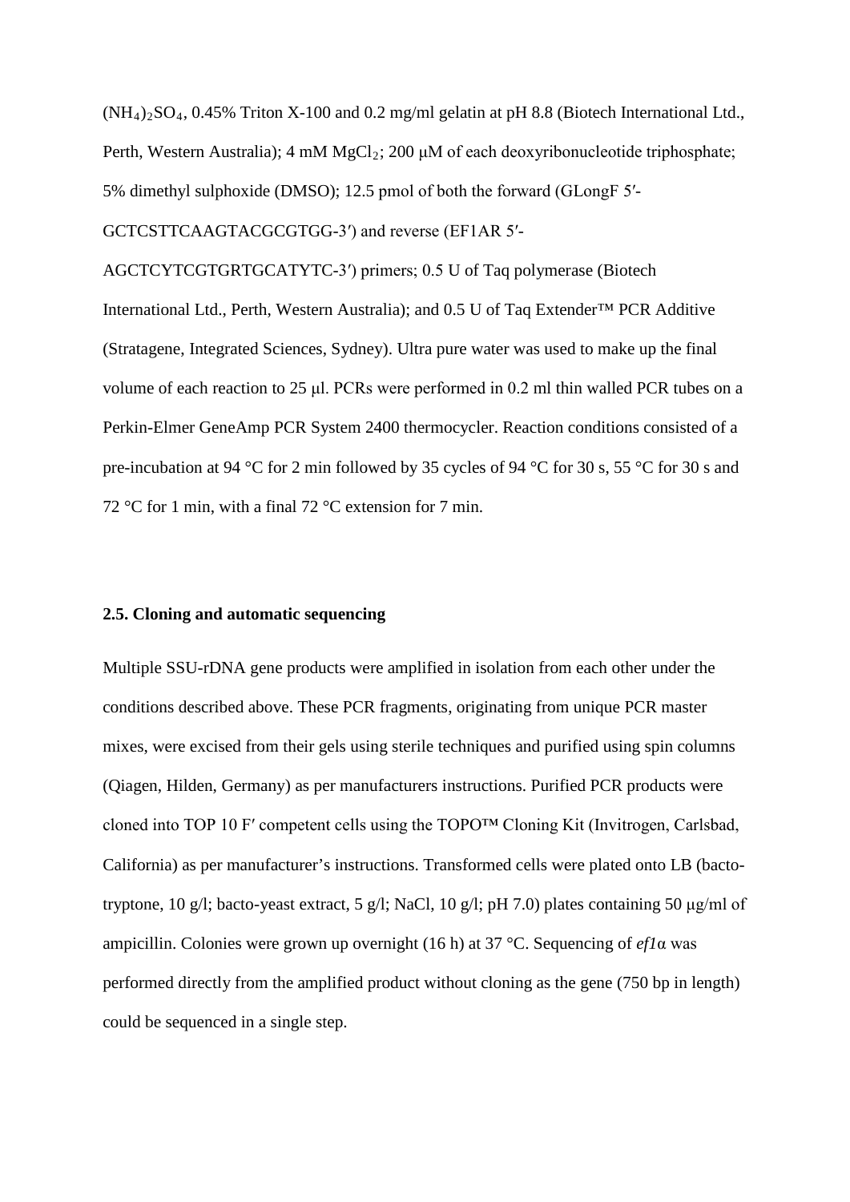$(NH_4)_2SO_4$, 0.45% Triton X-100 and 0.2 mg/ml gelatin at pH 8.8 (Biotech International Ltd., Perth, Western Australia); 4 mM $MgCl_2$; 200 μM of each deoxyribonucleotide triphosphate; 5% dimethyl sulphoxide (DMSO); 12.5 pmol of both the forward (GLongF 5′-GCTCSTTCAAGTACGCGTGG-3′) and reverse (EF1AR 5′-AGCTCYTCGTGRTGCATYTC-3′) primers; 0.5 U of Taq polymerase (Biotech International Ltd., Perth, Western Australia); and 0.5 U of Taq Extender™ PCR Additive (Stratagene, Integrated Sciences, Sydney). Ultra pure water was used to make up the final volume of each reaction to 25 μl. PCRs were performed in 0.2 ml thin walled PCR tubes on a Perkin-Elmer GeneAmp PCR System 2400 thermocycler. Reaction conditions consisted of a pre-incubation at 94 °C for 2 min followed by 35 cycles of 94 °C for 30 s, 55 °C for 30 s and 72 °C for 1 min, with a final 72 °C extension for 7 min.

### 2.5. Cloning and automatic sequencing

Multiple SSU-rDNA gene products were amplified in isolation from each other under the conditions described above. These PCR fragments, originating from unique PCR master mixes, were excised from their gels using sterile techniques and purified using spin columns (Qiagen, Hilden, Germany) as per manufacturers instructions. Purified PCR products were cloned into TOP 10 F′ competent cells using the TOPO™ Cloning Kit (Invitrogen, Carlsbad, California) as per manufacturer's instructions. Transformed cells were plated onto LB (bacto-tryptone, 10 g/l; bacto-yeast extract, 5 g/l; NaCl, 10 g/l; pH 7.0) plates containing 50 μg/ml of ampicillin. Colonies were grown up overnight (16 h) at 37 °C. Sequencing of *ef1*α was performed directly from the amplified product without cloning as the gene (750 bp in length) could be sequenced in a single step.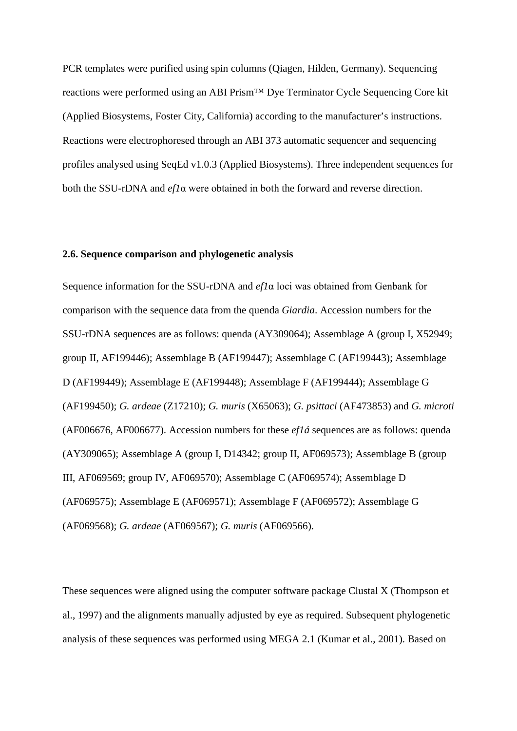PCR templates were purified using spin columns (Qiagen, Hilden, Germany). Sequencing reactions were performed using an ABI Prism™ Dye Terminator Cycle Sequencing Core kit (Applied Biosystems, Foster City, California) according to the manufacturer's instructions. Reactions were electrophoresed through an ABI 373 automatic sequencer and sequencing profiles analysed using SeqEd v1.0.3 (Applied Biosystems). Three independent sequences for both the SSU-rDNA and *ef1*α were obtained in both the forward and reverse direction.

### 2.6. Sequence comparison and phylogenetic analysis

Sequence information for the SSU-rDNA and *ef1*α loci was obtained from Genbank for comparison with the sequence data from the quenda *Giardia*. Accession numbers for the SSU-rDNA sequences are as follows: quenda (AY309064); Assemblage A (group I, X52949; group II, AF199446); Assemblage B (AF199447); Assemblage C (AF199443); Assemblage D (AF199449); Assemblage E (AF199448); Assemblage F (AF199444); Assemblage G (AF199450); *G. ardeae* (Z17210); *G. muris* (X65063); *G. psittaci* (AF473853) and *G. microti* (AF006676, AF006677). Accession numbers for these *ef1á* sequences are as follows: quenda (AY309065); Assemblage A (group I, D14342; group II, AF069573); Assemblage B (group III, AF069569; group IV, AF069570); Assemblage C (AF069574); Assemblage D (AF069575); Assemblage E (AF069571); Assemblage F (AF069572); Assemblage G (AF069568); *G. ardeae* (AF069567); *G. muris* (AF069566).

These sequences were aligned using the computer software package Clustal X (Thompson et al., 1997) and the alignments manually adjusted by eye as required. Subsequent phylogenetic analysis of these sequences was performed using MEGA 2.1 (Kumar et al., 2001). Based on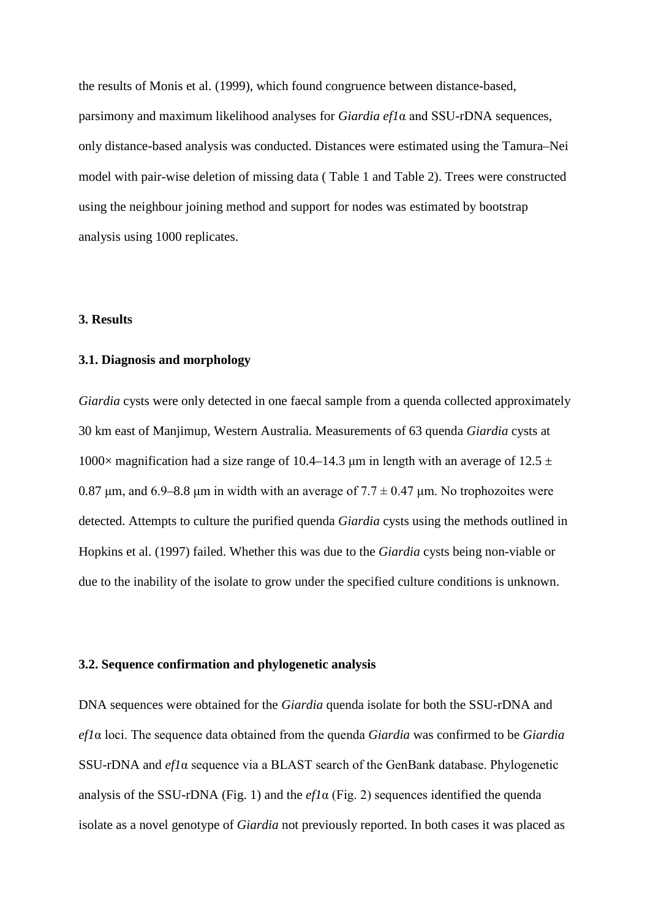the results of Monis et al. (1999), which found congruence between distance-based, parsimony and maximum likelihood analyses for *Giardia ef1*α and SSU-rDNA sequences, only distance-based analysis was conducted. Distances were estimated using the Tamura–Nei model with pair-wise deletion of missing data ( Table 1 and Table 2). Trees were constructed using the neighbour joining method and support for nodes was estimated by bootstrap analysis using 1000 replicates.

### 3. Results

### 3.1. Diagnosis and morphology

*Giardia* cysts were only detected in one faecal sample from a quenda collected approximately 30 km east of Manjimup, Western Australia. Measurements of 63 quenda *Giardia* cysts at 1000× magnification had a size range of 10.4–14.3 μm in length with an average of $12.5 \pm 0.87$ μm, and 6.9–8.8 μm in width with an average of $7.7 \pm 0.47$ μm. No trophozoites were detected. Attempts to culture the purified quenda *Giardia* cysts using the methods outlined in Hopkins et al. (1997) failed. Whether this was due to the *Giardia* cysts being non-viable or due to the inability of the isolate to grow under the specified culture conditions is unknown.

### 3.2. Sequence confirmation and phylogenetic analysis

DNA sequences were obtained for the *Giardia* quenda isolate for both the SSU-rDNA and *ef1*α loci. The sequence data obtained from the quenda *Giardia* was confirmed to be *Giardia* SSU-rDNA and *ef1*α sequence via a BLAST search of the GenBank database. Phylogenetic analysis of the SSU-rDNA (Fig. 1) and the *ef1*α (Fig. 2) sequences identified the quenda isolate as a novel genotype of *Giardia* not previously reported. In both cases it was placed as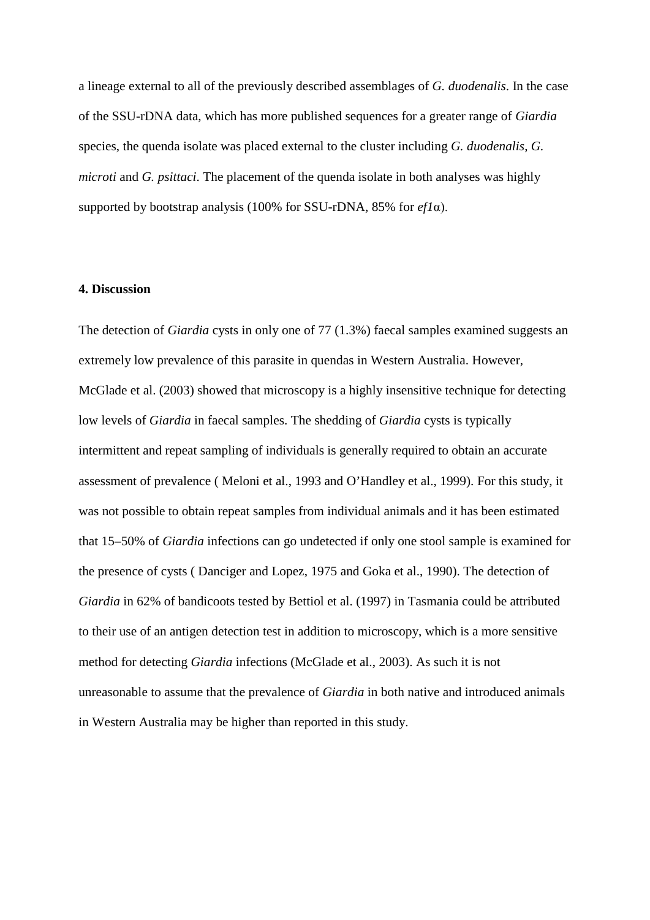a lineage external to all of the previously described assemblages of *G. duodenalis*. In the case of the SSU-rDNA data, which has more published sequences for a greater range of *Giardia* species, the quenda isolate was placed external to the cluster including *G. duodenalis*, *G. microti* and *G. psittaci*. The placement of the quenda isolate in both analyses was highly supported by bootstrap analysis (100% for SSU-rDNA, 85% for *ef1*α).

## 4. Discussion

The detection of *Giardia* cysts in only one of 77 (1.3%) faecal samples examined suggests an extremely low prevalence of this parasite in quendas in Western Australia. However, McGlade et al. (2003) showed that microscopy is a highly insensitive technique for detecting low levels of *Giardia* in faecal samples. The shedding of *Giardia* cysts is typically intermittent and repeat sampling of individuals is generally required to obtain an accurate assessment of prevalence ( Meloni et al., 1993 and O'Handley et al., 1999). For this study, it was not possible to obtain repeat samples from individual animals and it has been estimated that 15–50% of *Giardia* infections can go undetected if only one stool sample is examined for the presence of cysts ( Danciger and Lopez, 1975 and Goka et al., 1990). The detection of *Giardia* in 62% of bandicoots tested by Bettiol et al. (1997) in Tasmania could be attributed to their use of an antigen detection test in addition to microscopy, which is a more sensitive method for detecting *Giardia* infections (McGlade et al., 2003). As such it is not unreasonable to assume that the prevalence of *Giardia* in both native and introduced animals in Western Australia may be higher than reported in this study.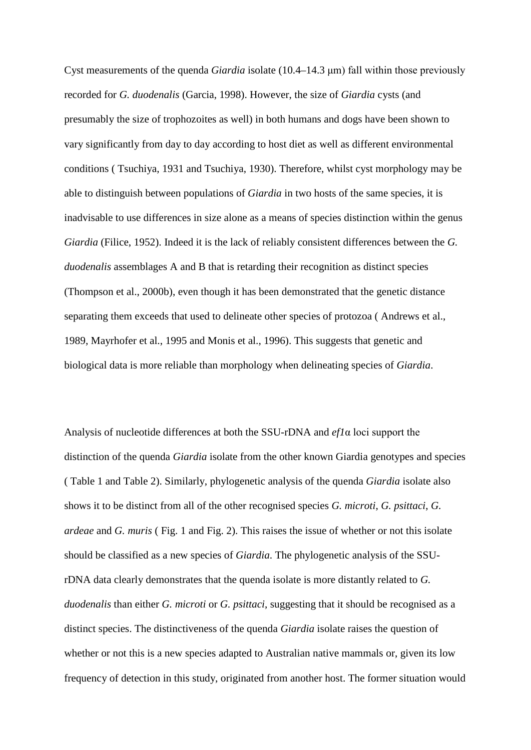Cyst measurements of the quenda *Giardia* isolate (10.4–14.3 μm) fall within those previously recorded for *G. duodenalis* (Garcia, 1998). However, the size of *Giardia* cysts (and presumably the size of trophozoites as well) in both humans and dogs have been shown to vary significantly from day to day according to host diet as well as different environmental conditions ( Tsuchiya, 1931 and Tsuchiya, 1930). Therefore, whilst cyst morphology may be able to distinguish between populations of *Giardia* in two hosts of the same species, it is inadvisable to use differences in size alone as a means of species distinction within the genus *Giardia* (Filice, 1952). Indeed it is the lack of reliably consistent differences between the *G. duodenalis* assemblages A and B that is retarding their recognition as distinct species (Thompson et al., 2000b), even though it has been demonstrated that the genetic distance separating them exceeds that used to delineate other species of protozoa ( Andrews et al., 1989, Mayrhofer et al., 1995 and Monis et al., 1996). This suggests that genetic and biological data is more reliable than morphology when delineating species of *Giardia*.

Analysis of nucleotide differences at both the SSU-rDNA and *ef1*α loci support the distinction of the quenda *Giardia* isolate from the other known Giardia genotypes and species ( Table 1 and Table 2). Similarly, phylogenetic analysis of the quenda *Giardia* isolate also shows it to be distinct from all of the other recognised species *G. microti*, *G. psittaci*, *G. ardeae* and *G. muris* ( Fig. 1 and Fig. 2). This raises the issue of whether or not this isolate should be classified as a new species of *Giardia*. The phylogenetic analysis of the SSU-rDNA data clearly demonstrates that the quenda isolate is more distantly related to *G. duodenalis* than either *G. microti* or *G. psittaci*, suggesting that it should be recognised as a distinct species. The distinctiveness of the quenda *Giardia* isolate raises the question of whether or not this is a new species adapted to Australian native mammals or, given its low frequency of detection in this study, originated from another host. The former situation would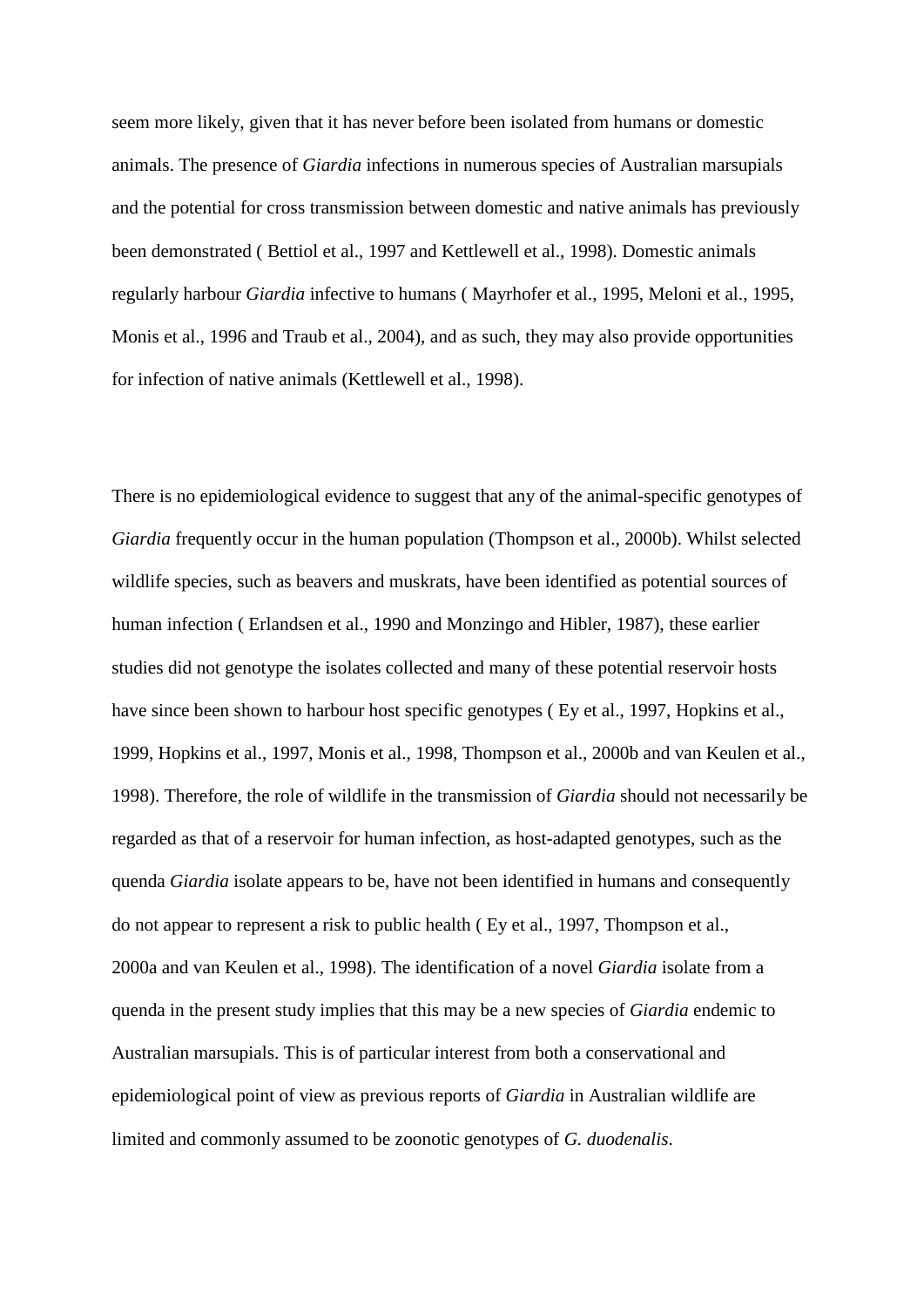seem more likely, given that it has never before been isolated from humans or domestic animals. The presence of *Giardia* infections in numerous species of Australian marsupials and the potential for cross transmission between domestic and native animals has previously been demonstrated ( Bettiol et al., 1997 and Kettlewell et al., 1998). Domestic animals regularly harbour *Giardia* infective to humans ( Mayrhofer et al., 1995, Meloni et al., 1995, Monis et al., 1996 and Traub et al., 2004), and as such, they may also provide opportunities for infection of native animals (Kettlewell et al., 1998).

There is no epidemiological evidence to suggest that any of the animal-specific genotypes of *Giardia* frequently occur in the human population (Thompson et al., 2000b). Whilst selected wildlife species, such as beavers and muskrats, have been identified as potential sources of human infection ( Erlandsen et al., 1990 and Monzingo and Hibler, 1987), these earlier studies did not genotype the isolates collected and many of these potential reservoir hosts have since been shown to harbour host specific genotypes ( Ey et al., 1997, Hopkins et al., 1999, Hopkins et al., 1997, Monis et al., 1998, Thompson et al., 2000b and van Keulen et al., 1998). Therefore, the role of wildlife in the transmission of *Giardia* should not necessarily be regarded as that of a reservoir for human infection, as host-adapted genotypes, such as the quenda *Giardia* isolate appears to be, have not been identified in humans and consequently do not appear to represent a risk to public health ( Ey et al., 1997, Thompson et al., 2000a and van Keulen et al., 1998). The identification of a novel *Giardia* isolate from a quenda in the present study implies that this may be a new species of *Giardia* endemic to Australian marsupials. This is of particular interest from both a conservational and epidemiological point of view as previous reports of *Giardia* in Australian wildlife are limited and commonly assumed to be zoonotic genotypes of *G. duodenalis*.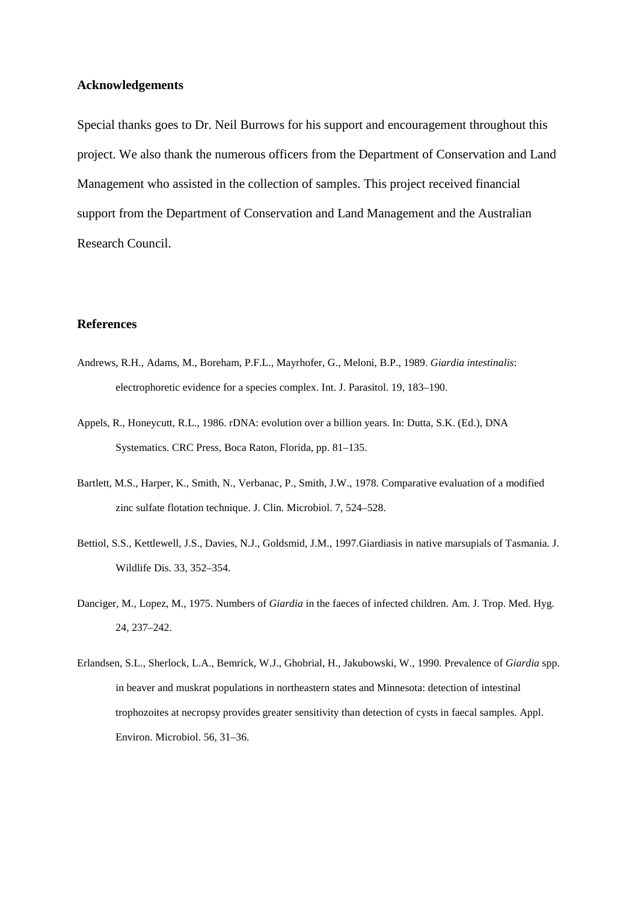## Acknowledgements

Special thanks goes to Dr. Neil Burrows for his support and encouragement throughout this project. We also thank the numerous officers from the Department of Conservation and Land Management who assisted in the collection of samples. This project received financial support from the Department of Conservation and Land Management and the Australian Research Council.

## References

Andrews, R.H., Adams, M., Boreham, P.F.L., Mayrhofer, G., Meloni, B.P., 1989. *Giardia intestinalis*: electrophoretic evidence for a species complex. Int. J. Parasitol. 19, 183–190.

Appels, R., Honeycutt, R.L., 1986. rDNA: evolution over a billion years. In: Dutta, S.K. (Ed.), DNA Systematics. CRC Press, Boca Raton, Florida, pp. 81–135.

Bartlett, M.S., Harper, K., Smith, N., Verbanac, P., Smith, J.W., 1978. Comparative evaluation of a modified zinc sulfate flotation technique. J. Clin. Microbiol. 7, 524–528.

Bettiol, S.S., Kettlewell, J.S., Davies, N.J., Goldsmid, J.M., 1997.Giardiasis in native marsupials of Tasmania. J. Wildlife Dis. 33, 352–354.

Danciger, M., Lopez, M., 1975. Numbers of *Giardia* in the faeces of infected children. Am. J. Trop. Med. Hyg. 24, 237–242.

Erlandsen, S.L., Sherlock, L.A., Bemrick, W.J., Ghobrial, H., Jakubowski, W., 1990. Prevalence of *Giardia* spp. in beaver and muskrat populations in northeastern states and Minnesota: detection of intestinal trophozoites at necropsy provides greater sensitivity than detection of cysts in faecal samples. Appl. Environ. Microbiol. 56, 31–36.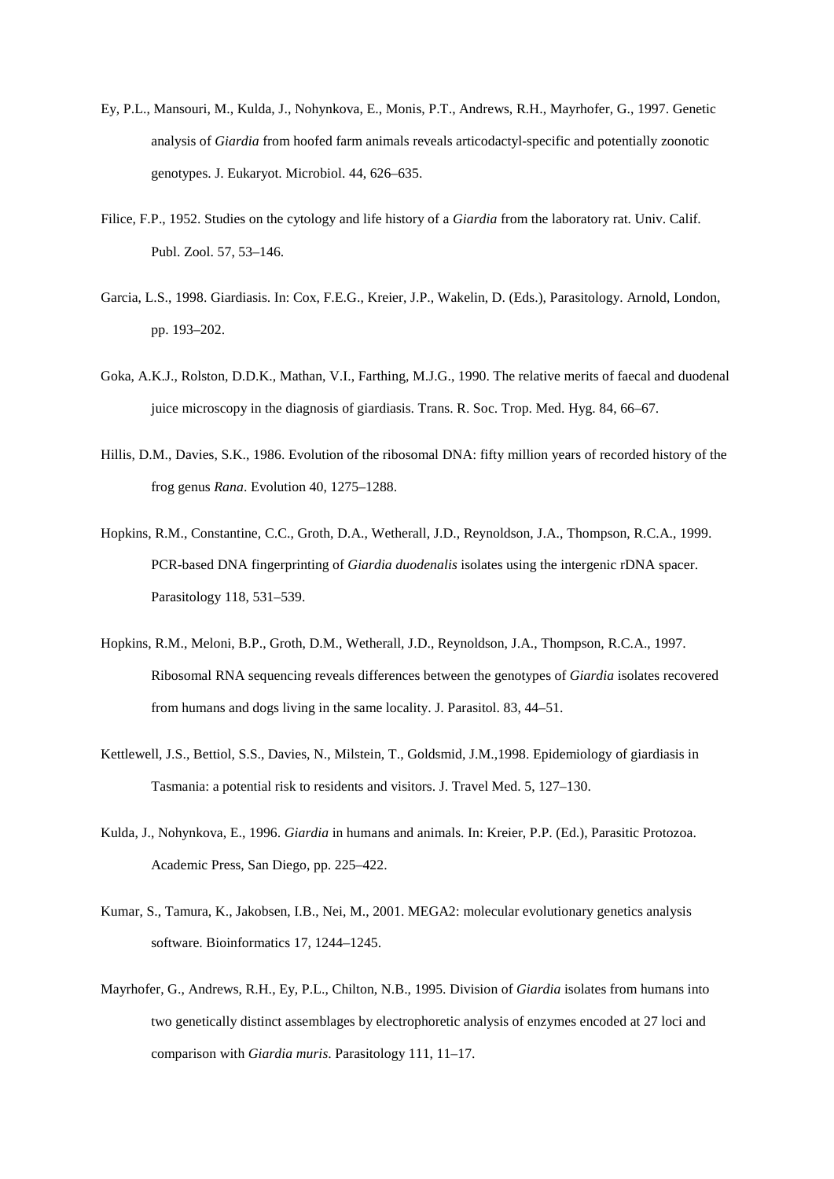Ey, P.L., Mansouri, M., Kulda, J., Nohynkova, E., Monis, P.T., Andrews, R.H., Mayrhofer, G., 1997. Genetic analysis of *Giardia* from hoofed farm animals reveals articodactyl-specific and potentially zoonotic genotypes. J. Eukaryot. Microbiol. 44, 626–635.

Filice, F.P., 1952. Studies on the cytology and life history of a *Giardia* from the laboratory rat. Univ. Calif. Publ. Zool. 57, 53–146.

Garcia, L.S., 1998. Giardiasis. In: Cox, F.E.G., Kreier, J.P., Wakelin, D. (Eds.), Parasitology. Arnold, London, pp. 193–202.

Goka, A.K.J., Rolston, D.D.K., Mathan, V.I., Farthing, M.J.G., 1990. The relative merits of faecal and duodenal juice microscopy in the diagnosis of giardiasis. Trans. R. Soc. Trop. Med. Hyg. 84, 66–67.

Hillis, D.M., Davies, S.K., 1986. Evolution of the ribosomal DNA: fifty million years of recorded history of the frog genus *Rana*. Evolution 40, 1275–1288.

Hopkins, R.M., Constantine, C.C., Groth, D.A., Wetherall, J.D., Reynoldson, J.A., Thompson, R.C.A., 1999. PCR-based DNA fingerprinting of *Giardia duodenalis* isolates using the intergenic rDNA spacer. Parasitology 118, 531–539.

Hopkins, R.M., Meloni, B.P., Groth, D.M., Wetherall, J.D., Reynoldson, J.A., Thompson, R.C.A., 1997. Ribosomal RNA sequencing reveals differences between the genotypes of *Giardia* isolates recovered from humans and dogs living in the same locality. J. Parasitol. 83, 44–51.

Kettlewell, J.S., Bettiol, S.S., Davies, N., Milstein, T., Goldsmid, J.M.,1998. Epidemiology of giardiasis in Tasmania: a potential risk to residents and visitors. J. Travel Med. 5, 127–130.

Kulda, J., Nohynkova, E., 1996. *Giardia* in humans and animals. In: Kreier, P.P. (Ed.), Parasitic Protozoa. Academic Press, San Diego, pp. 225–422.

Kumar, S., Tamura, K., Jakobsen, I.B., Nei, M., 2001. MEGA2: molecular evolutionary genetics analysis software. Bioinformatics 17, 1244–1245.

Mayrhofer, G., Andrews, R.H., Ey, P.L., Chilton, N.B., 1995. Division of *Giardia* isolates from humans into two genetically distinct assemblages by electrophoretic analysis of enzymes encoded at 27 loci and comparison with *Giardia muris*. Parasitology 111, 11–17.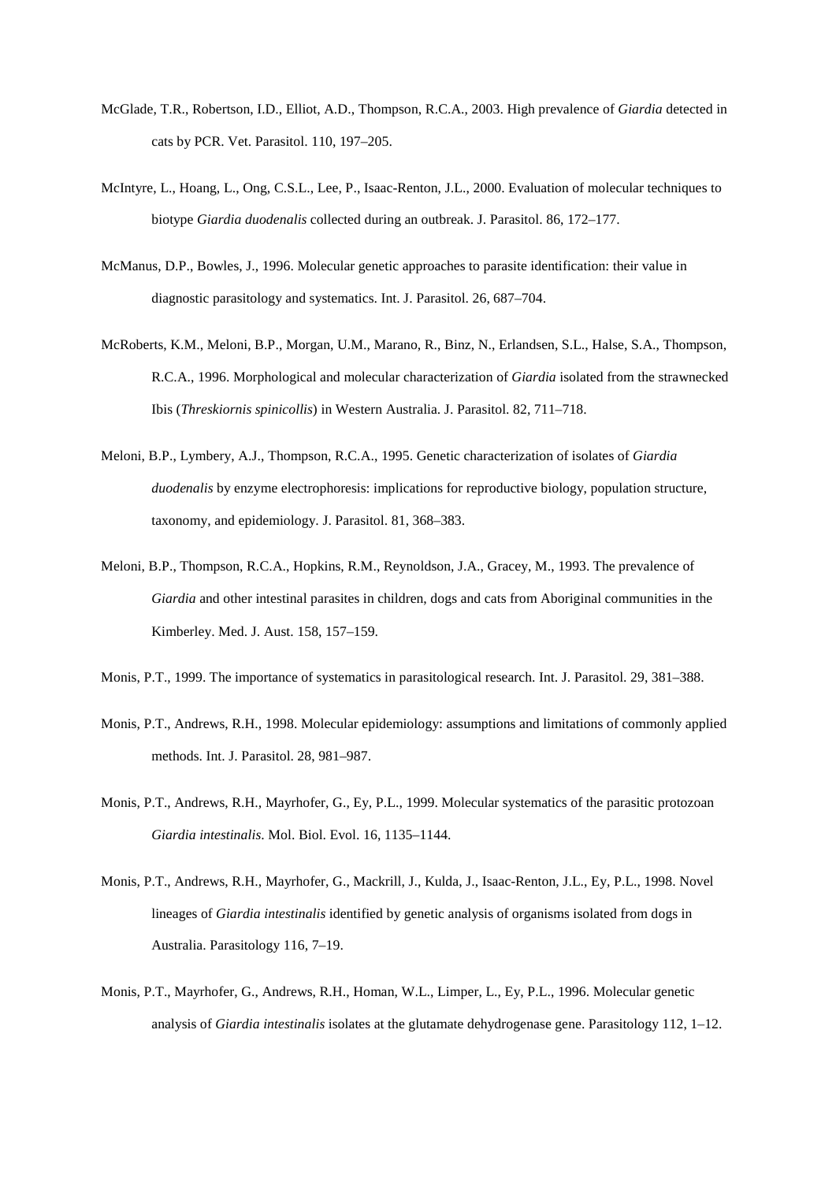McGlade, T.R., Robertson, I.D., Elliot, A.D., Thompson, R.C.A., 2003. High prevalence of *Giardia* detected in cats by PCR. Vet. Parasitol. 110, 197–205.

McIntyre, L., Hoang, L., Ong, C.S.L., Lee, P., Isaac-Renton, J.L., 2000. Evaluation of molecular techniques to biotype *Giardia duodenalis* collected during an outbreak. J. Parasitol. 86, 172–177.

McManus, D.P., Bowles, J., 1996. Molecular genetic approaches to parasite identification: their value in diagnostic parasitology and systematics. Int. J. Parasitol. 26, 687–704.

McRoberts, K.M., Meloni, B.P., Morgan, U.M., Marano, R., Binz, N., Erlandsen, S.L., Halse, S.A., Thompson, R.C.A., 1996. Morphological and molecular characterization of *Giardia* isolated from the strawnecked Ibis (*Threskiornis spinicollis*) in Western Australia. J. Parasitol. 82, 711–718.

Meloni, B.P., Lymbery, A.J., Thompson, R.C.A., 1995. Genetic characterization of isolates of *Giardia duodenalis* by enzyme electrophoresis: implications for reproductive biology, population structure, taxonomy, and epidemiology. J. Parasitol. 81, 368–383.

Meloni, B.P., Thompson, R.C.A., Hopkins, R.M., Reynoldson, J.A., Gracey, M., 1993. The prevalence of *Giardia* and other intestinal parasites in children, dogs and cats from Aboriginal communities in the Kimberley. Med. J. Aust. 158, 157–159.

Monis, P.T., 1999. The importance of systematics in parasitological research. Int. J. Parasitol. 29, 381–388.

Monis, P.T., Andrews, R.H., 1998. Molecular epidemiology: assumptions and limitations of commonly applied methods. Int. J. Parasitol. 28, 981–987.

Monis, P.T., Andrews, R.H., Mayrhofer, G., Ey, P.L., 1999. Molecular systematics of the parasitic protozoan *Giardia intestinalis*. Mol. Biol. Evol. 16, 1135–1144.

Monis, P.T., Andrews, R.H., Mayrhofer, G., Mackrill, J., Kulda, J., Isaac-Renton, J.L., Ey, P.L., 1998. Novel lineages of *Giardia intestinalis* identified by genetic analysis of organisms isolated from dogs in Australia. Parasitology 116, 7–19.

Monis, P.T., Mayrhofer, G., Andrews, R.H., Homan, W.L., Limper, L., Ey, P.L., 1996. Molecular genetic analysis of *Giardia intestinalis* isolates at the glutamate dehydrogenase gene. Parasitology 112, 1–12.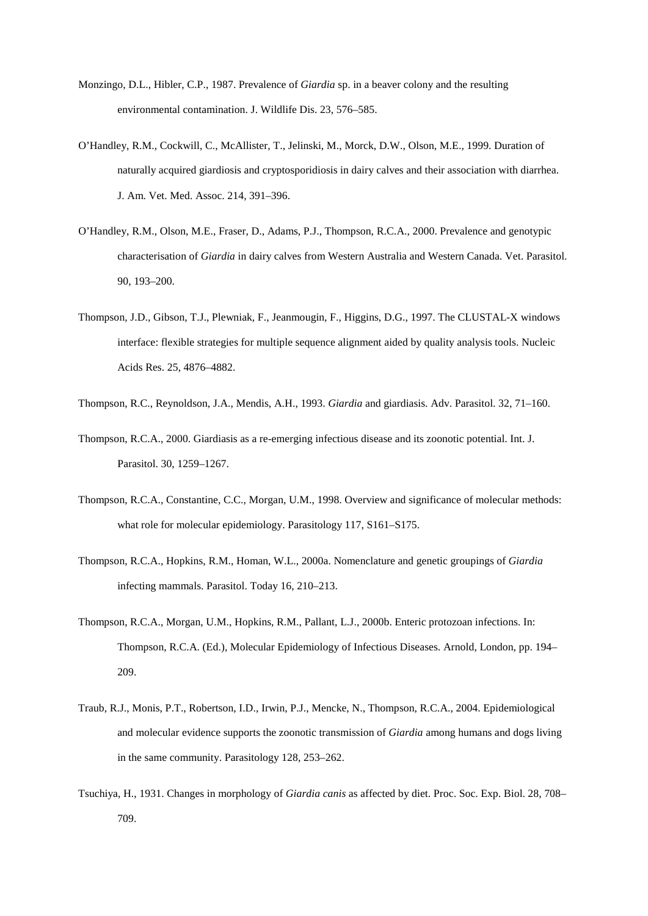Monzingo, D.L., Hibler, C.P., 1987. Prevalence of *Giardia* sp. in a beaver colony and the resulting environmental contamination. J. Wildlife Dis. 23, 576–585.

O'Handley, R.M., Cockwill, C., McAllister, T., Jelinski, M., Morck, D.W., Olson, M.E., 1999. Duration of naturally acquired giardiosis and cryptosporidiosis in dairy calves and their association with diarrhea. J. Am. Vet. Med. Assoc. 214, 391–396.

O'Handley, R.M., Olson, M.E., Fraser, D., Adams, P.J., Thompson, R.C.A., 2000. Prevalence and genotypic characterisation of *Giardia* in dairy calves from Western Australia and Western Canada. Vet. Parasitol. 90, 193–200.

Thompson, J.D., Gibson, T.J., Plewniak, F., Jeanmougin, F., Higgins, D.G., 1997. The CLUSTAL-X windows interface: flexible strategies for multiple sequence alignment aided by quality analysis tools. Nucleic Acids Res. 25, 4876–4882.

Thompson, R.C., Reynoldson, J.A., Mendis, A.H., 1993. *Giardia* and giardiasis. Adv. Parasitol. 32, 71–160.

Thompson, R.C.A., 2000. Giardiasis as a re-emerging infectious disease and its zoonotic potential. Int. J. Parasitol. 30, 1259–1267.

Thompson, R.C.A., Constantine, C.C., Morgan, U.M., 1998. Overview and significance of molecular methods: what role for molecular epidemiology. Parasitology 117, S161–S175.

Thompson, R.C.A., Hopkins, R.M., Homan, W.L., 2000a. Nomenclature and genetic groupings of *Giardia* infecting mammals. Parasitol. Today 16, 210–213.

Thompson, R.C.A., Morgan, U.M., Hopkins, R.M., Pallant, L.J., 2000b. Enteric protozoan infections. In: Thompson, R.C.A. (Ed.), Molecular Epidemiology of Infectious Diseases. Arnold, London, pp. 194–209.

Traub, R.J., Monis, P.T., Robertson, I.D., Irwin, P.J., Mencke, N., Thompson, R.C.A., 2004. Epidemiological and molecular evidence supports the zoonotic transmission of *Giardia* among humans and dogs living in the same community. Parasitology 128, 253–262.

Tsuchiya, H., 1931. Changes in morphology of *Giardia canis* as affected by diet. Proc. Soc. Exp. Biol. 28, 708–709.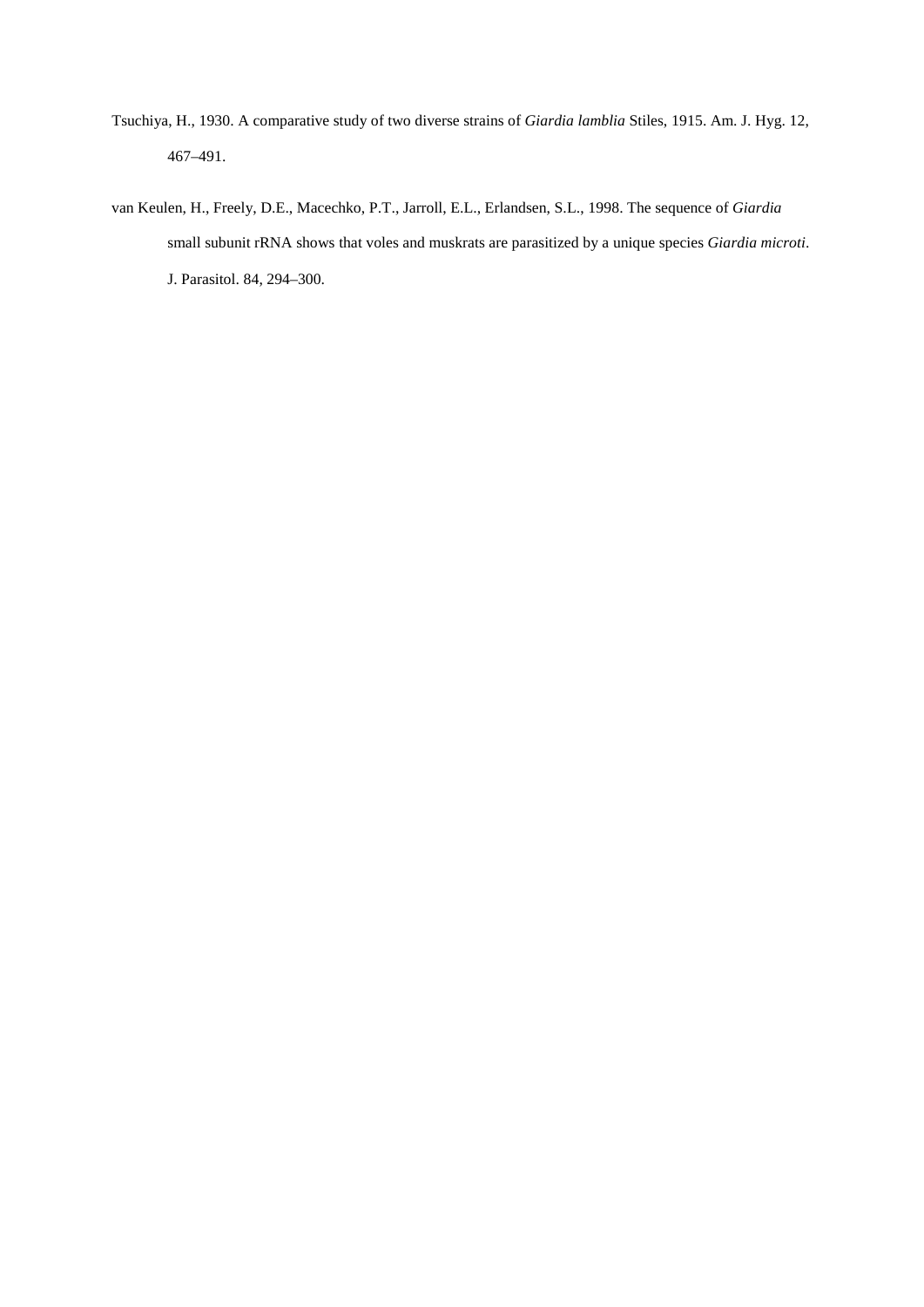Tsuchiya, H., 1930. A comparative study of two diverse strains of *Giardia lamblia* Stiles, 1915. Am. J. Hyg. 12, 467–491.

van Keulen, H., Freely, D.E., Macechko, P.T., Jarroll, E.L., Erlandsen, S.L., 1998. The sequence of *Giardia* small subunit rRNA shows that voles and muskrats are parasitized by a unique species *Giardia microti*. J. Parasitol. 84, 294–300.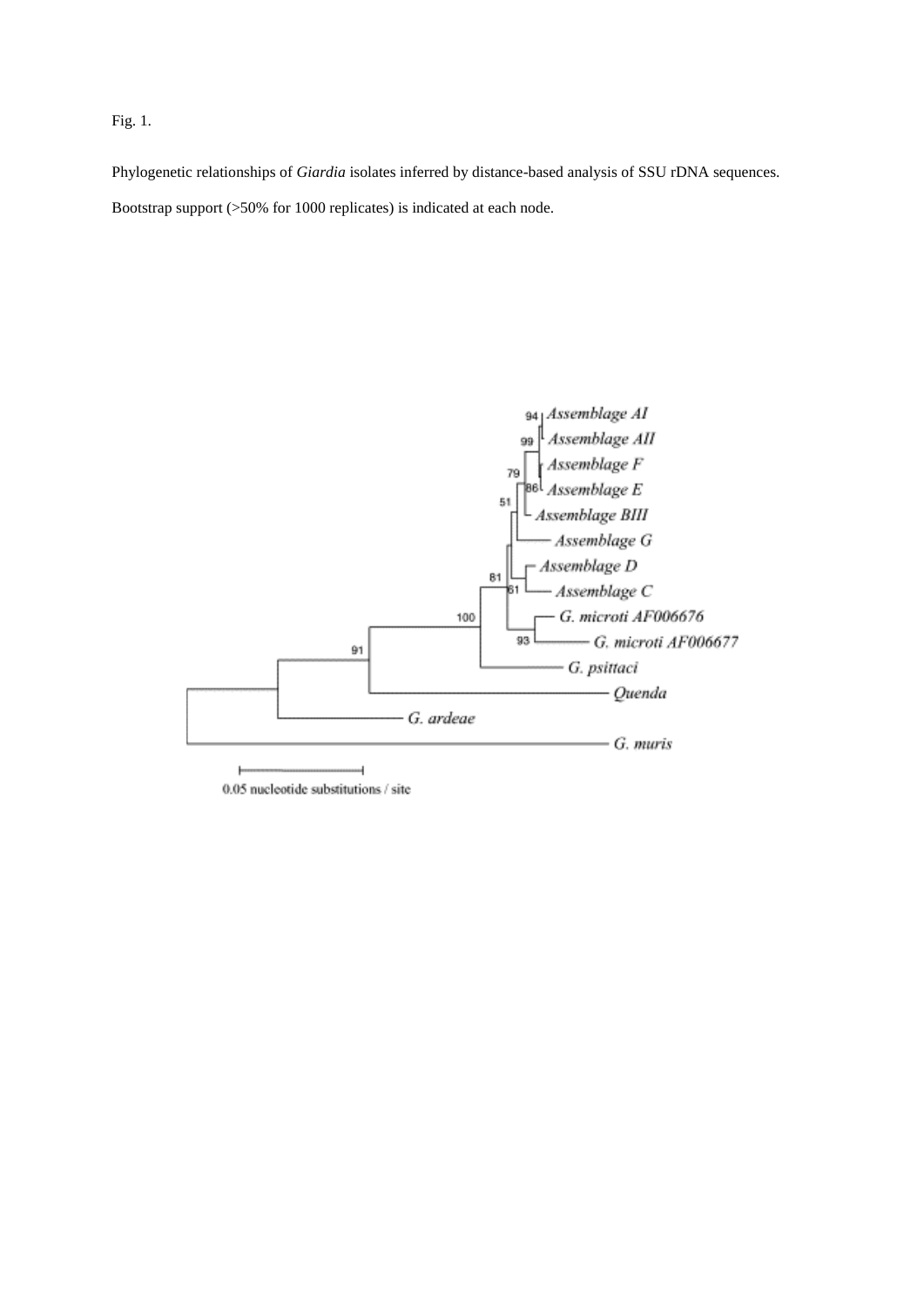Fig. 1.

Phylogenetic relationships of *Giardia* isolates inferred by distance-based analysis of SSU rDNA sequences. Bootstrap support (>50% for 1000 replicates) is indicated at each node.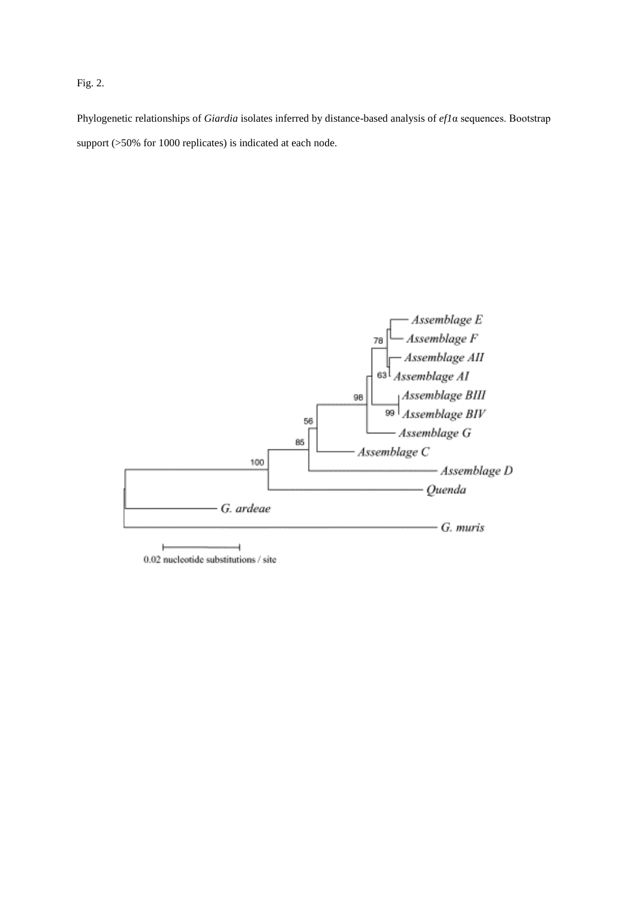Fig. 2.

Phylogenetic relationships of *Giardia* isolates inferred by distance-based analysis of *ef1*α sequences. Bootstrap support (>50% for 1000 replicates) is indicated at each node.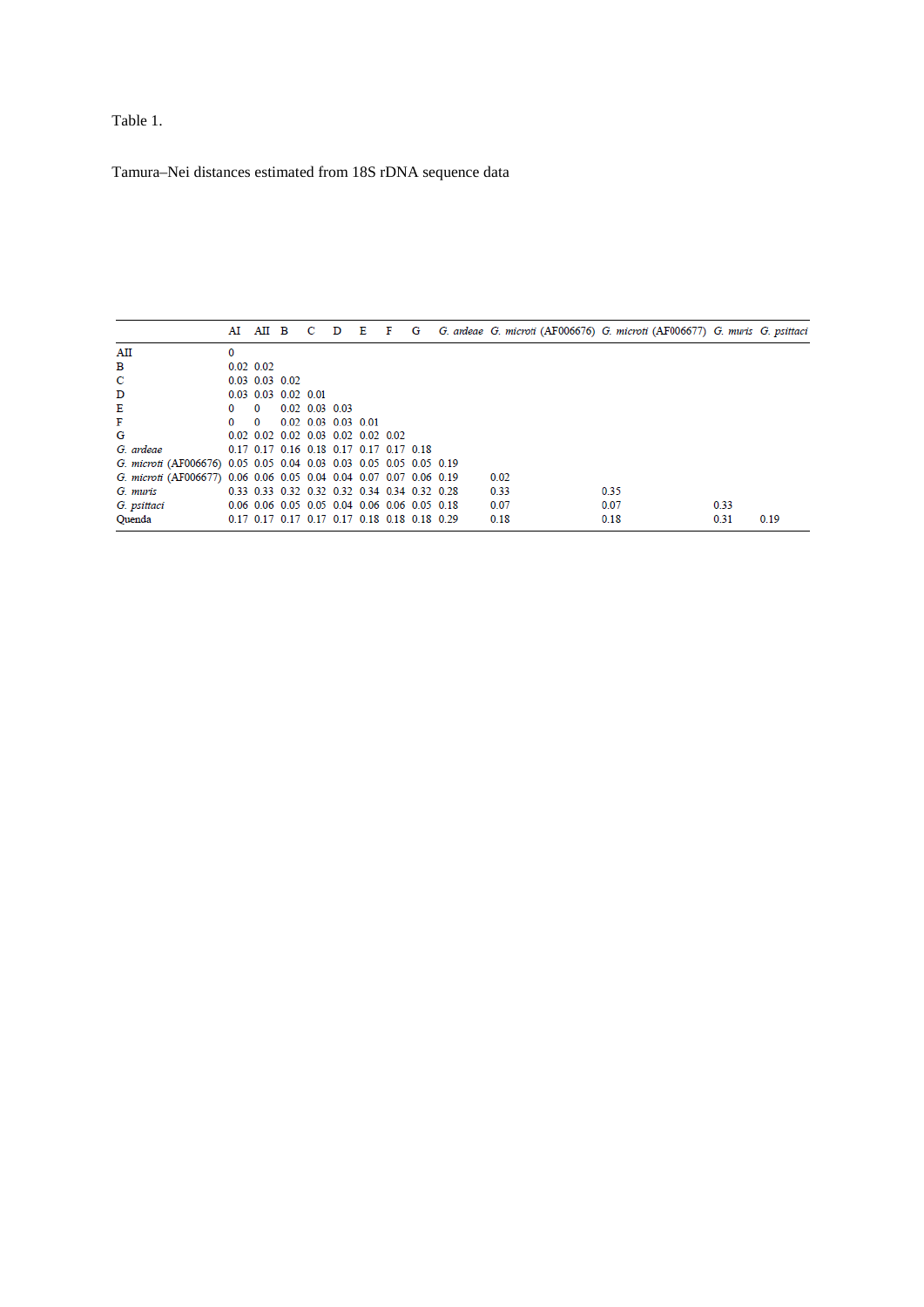Table 1.

Tamura–Nei distances estimated from 18S rDNA sequence data

| | AI | AII | B | C | D | E | F | G | *G. ardeae* | *G. microti* (AF006676) | *G. microti* (AF006677) | *G. muris* | *G. psittaci* |
|---|---|---|---|---|---|---|---|---|---|---|---|---|---|
| AII | 0 | | | | | | | | | | | | |
| B | 0.02 | 0.02 | | | | | | | | | | | |
| C | 0.03 | 0.03 | 0.02 | | | | | | | | | | |
| D | 0.03 | 0.03 | 0.02 | 0.01 | | | | | | | | | |
| E | 0 | 0 | 0.02 | 0.03 | 0.03 | | | | | | | | |
| F | 0 | 0 | 0.02 | 0.03 | 0.03 | 0.01 | | | | | | | |
| G | 0.02 | 0.02 | 0.02 | 0.03 | 0.02 | 0.02 | 0.02 | | | | | | |
| *G. ardeae* | 0.17 | 0.17 | 0.16 | 0.18 | 0.17 | 0.17 | 0.17 | 0.18 | | | | | |
| *G. microti* (AF006676) | 0.05 | 0.05 | 0.04 | 0.03 | 0.03 | 0.05 | 0.05 | 0.05 | 0.19 | | | | |
| *G. microti* (AF006677) | 0.06 | 0.06 | 0.05 | 0.04 | 0.04 | 0.07 | 0.07 | 0.06 | 0.19 | 0.02 | | | |
| *G. muris* | 0.33 | 0.33 | 0.32 | 0.32 | 0.32 | 0.34 | 0.34 | 0.32 | 0.28 | 0.33 | 0.35 | | |
| *G. psittaci* | 0.06 | 0.06 | 0.05 | 0.05 | 0.04 | 0.06 | 0.06 | 0.05 | 0.18 | 0.07 | 0.07 | 0.33 | |
| Quenda | 0.17 | 0.17 | 0.17 | 0.17 | 0.17 | 0.18 | 0.18 | 0.18 | 0.29 | 0.18 | 0.18 | 0.31 | 0.19 |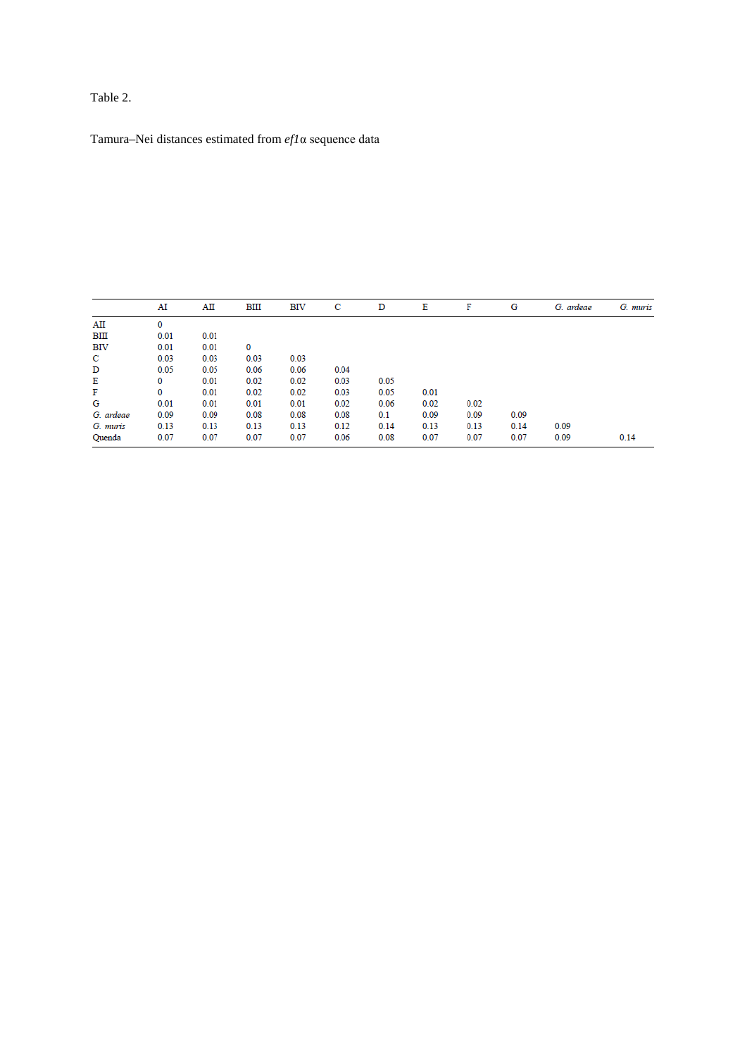Table 2.

Tamura–Nei distances estimated from *ef1α* sequence data

| | AI | AII | BIII | BIV | C | D | E | F | G | *G. ardeae* | *G. muris* |
|---|---|---|---|---|---|---|---|---|---|---|---|
| AII | 0 | | | | | | | | | | |
| BIII | 0.01 | 0.01 | | | | | | | | | |
| BIV | 0.01 | 0.01 | 0 | | | | | | | | |
| C | 0.03 | 0.03 | 0.03 | 0.03 | | | | | | | |
| D | 0.05 | 0.05 | 0.06 | 0.06 | 0.04 | | | | | | |
| E | 0 | 0.01 | 0.02 | 0.02 | 0.03 | 0.05 | | | | | |
| F | 0 | 0.01 | 0.02 | 0.02 | 0.03 | 0.05 | 0.01 | | | | |
| G | 0.01 | 0.01 | 0.01 | 0.01 | 0.02 | 0.06 | 0.02 | 0.02 | | | |
| *G. ardeae* | 0.09 | 0.09 | 0.08 | 0.08 | 0.08 | 0.1 | 0.09 | 0.09 | 0.09 | | |
| *G. muris* | 0.13 | 0.13 | 0.13 | 0.13 | 0.12 | 0.14 | 0.13 | 0.13 | 0.14 | 0.09 | |
| Quenda | 0.07 | 0.07 | 0.07 | 0.07 | 0.06 | 0.08 | 0.07 | 0.07 | 0.07 | 0.09 | 0.14 |